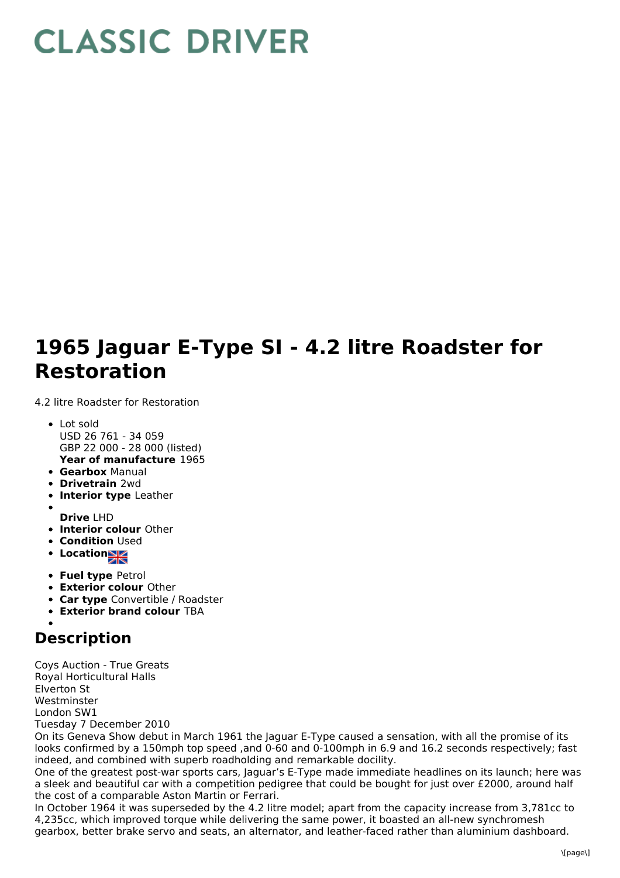// CLASSIC DRIVER

# 1965 Jaguar E-Type SI - 4.2 litre Roadster for Restoration

4.2 litre Roadster for Restoration

- Lot sold
  USD 26 761 - 34 059
  GBP 22 000 - 28 000 (listed)
  **Year of manufacture** 1965
- **Gearbox** Manual
- **Drivetrain** 2wd
- **Interior type** Leather
- 
  **Drive** LHD
- **Interior colour** Other
- **Condition** Used
- **Location**
- **Fuel type** Petrol
- **Exterior colour** Other
- **Car type** Convertible / Roadster
- **Exterior brand colour** TBA
- 

## Description

Coys Auction - True Greats
Royal Horticultural Halls
Elverton St
Westminster
London SW1
Tuesday 7 December 2010
On its Geneva Show debut in March 1961 the Jaguar E-Type caused a sensation, with all the promise of its looks confirmed by a 150mph top speed ,and 0-60 and 0-100mph in 6.9 and 16.2 seconds respectively; fast indeed, and combined with superb roadholding and remarkable docility.
One of the greatest post-war sports cars, Jaguar's E-Type made immediate headlines on its launch; here was a sleek and beautiful car with a competition pedigree that could be bought for just over £2000, around half the cost of a comparable Aston Martin or Ferrari.
In October 1964 it was superseded by the 4.2 litre model; apart from the capacity increase from 3,781cc to 4,235cc, which improved torque while delivering the same power, it boasted an all-new synchromesh gearbox, better brake servo and seats, an alternator, and leather-faced rather than aluminium dashboard.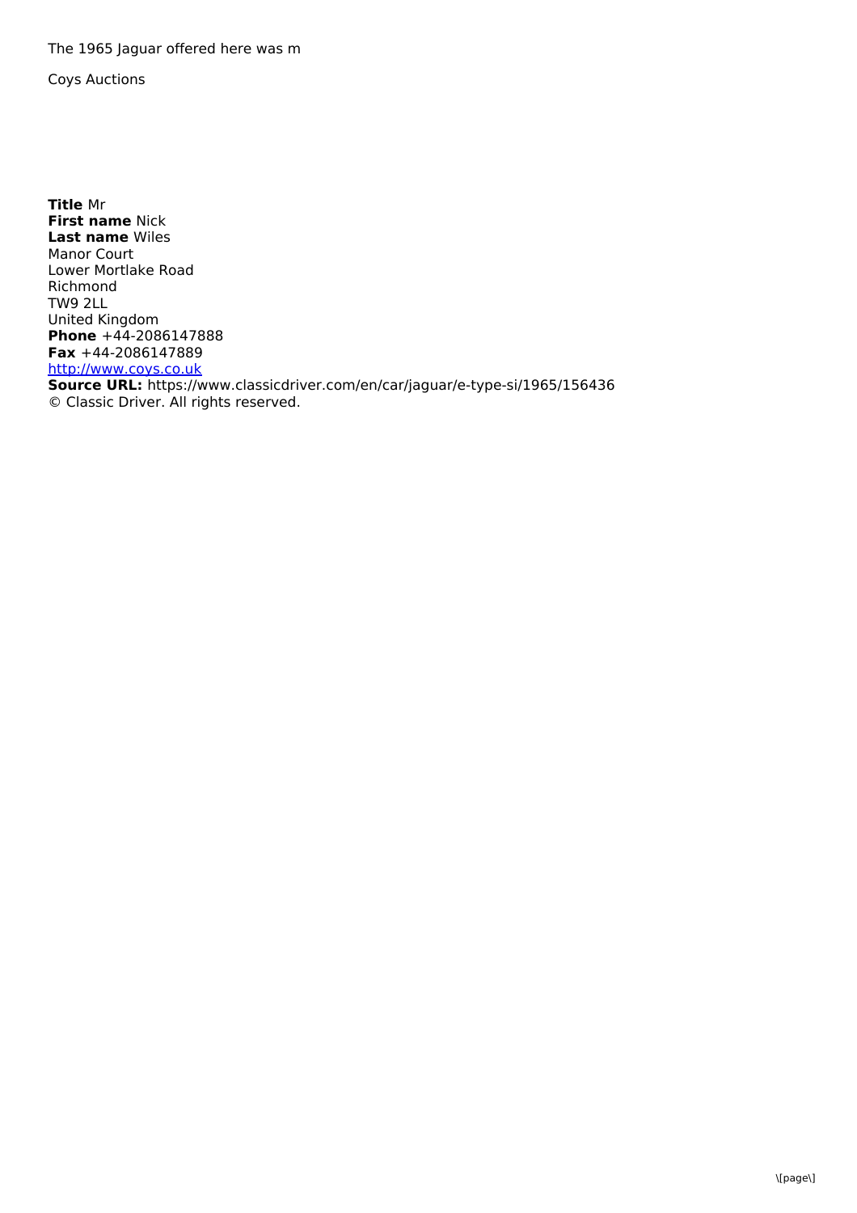The 1965 Jaguar offered here was m

Coys Auctions

**Title** Mr  
**First name** Nick  
**Last name** Wiles  
Manor Court  
Lower Mortlake Road  
Richmond  
TW9 2LL  
United Kingdom  
**Phone** +44-2086147888  
**Fax** +44-2086147889  
[http://www.coys.co.uk](http://www.coys.co.uk)  
**Source URL:** https://www.classicdriver.com/en/car/jaguar/e-type-si/1965/156436  
© Classic Driver. All rights reserved.